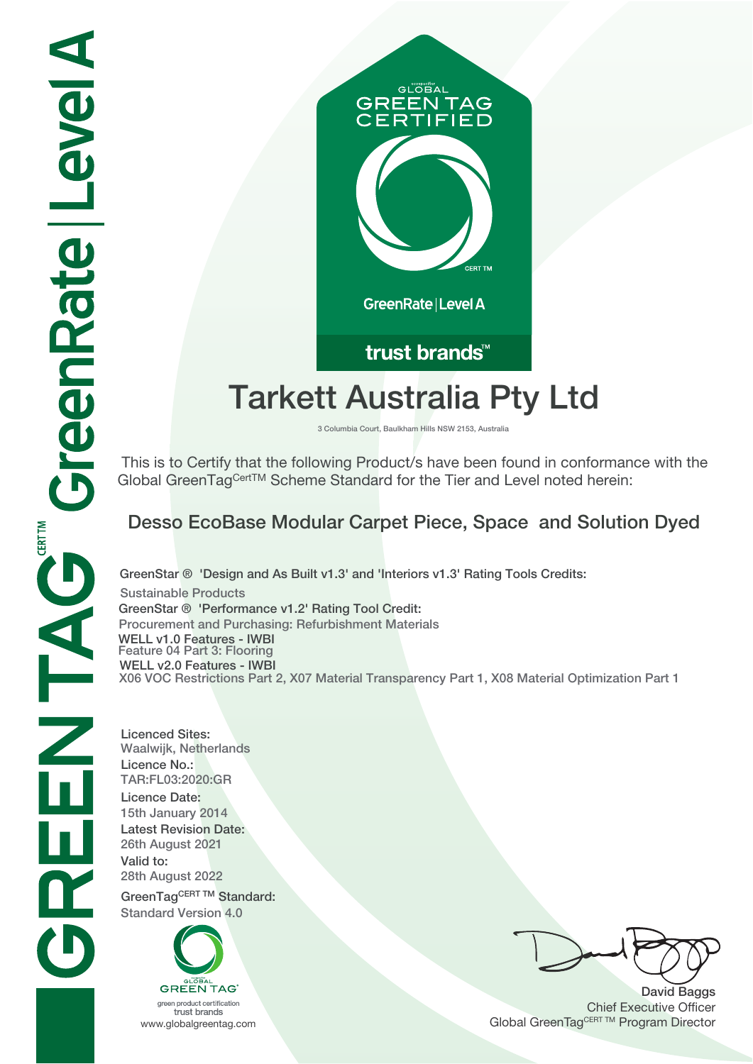GREENTAG CERT TM GreenRate | Level A

GLOBAL GREEN TAG CERTIFIED

CERT TM

GreenRate | Level A

trust brands™

# Tarkett Australia Pty Ltd

3 Columbia Court, Baulkham Hills NSW 2153, Australia

This is to Certify that the following Product/s have been found in conformance with the Global GreenTag[CertTM] Scheme Standard for the Tier and Level noted herein:

## Desso EcoBase Modular Carpet Piece, Space and Solution Dyed

**GreenStar ® 'Design and As Built v1.3' and 'Interiors v1.3' Rating Tools Credits:**
Sustainable Products
**GreenStar ® 'Performance v1.2' Rating Tool Credit:**
Procurement and Purchasing: Refurbishment Materials
**WELL v1.0 Features - IWBI**
Feature 04 Part 3: Flooring
**WELL v2.0 Features - IWBI**
X06 VOC Restrictions Part 2, X07 Material Transparency Part 1, X08 Material Optimization Part 1

**Licenced Sites:**
Waalwijk, Netherlands
**Licence No.:**
TAR:FL03:2020:GR
**Licence Date:**
15th January 2014
**Latest Revision Date:**
26th August 2021
**Valid to:**
28th August 2022
**GreenTag[CERT TM] Standard:**
Standard Version 4.0

GLOBAL GREEN TAG
green product certification
trust brands
www.globalgreentag.com

David Baggs
Chief Executive Officer
Global GreenTag[CERT TM] Program Director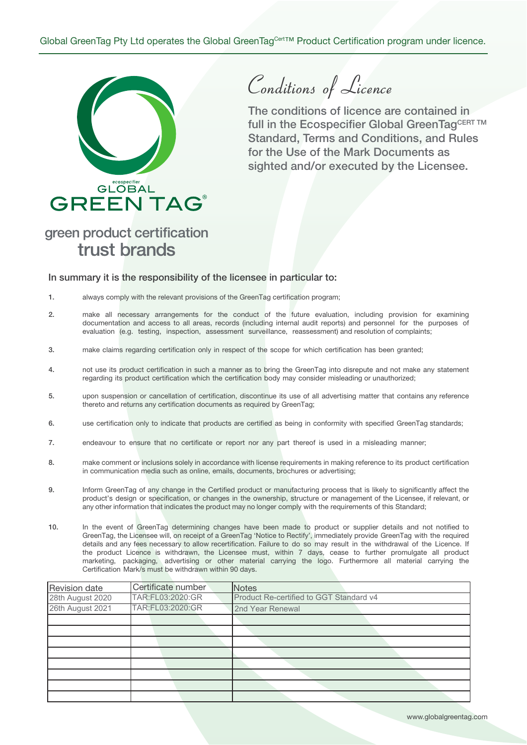Global GreenTag Pty Ltd operates the Global GreenTag[Cert™] Product Certification program under licence.

ecospecifier GLOBAL GREEN TAG®

green product certification
trust brands

# Conditions of Licence

**The conditions of licence are contained in full in the Ecospecifier Global GreenTag[CERT TM] Standard, Terms and Conditions, and Rules for the Use of the Mark Documents as sighted and/or executed by the Licensee.**

### In summary it is the responsibility of the licensee in particular to:

1. always comply with the relevant provisions of the GreenTag certification program;
2. make all necessary arrangements for the conduct of the future evaluation, including provision for examining documentation and access to all areas, records (including internal audit reports) and personnel for the purposes of evaluation (e.g. testing, inspection, assessment surveillance, reassessment) and resolution of complaints;
3. make claims regarding certification only in respect of the scope for which certification has been granted;
4. not use its product certification in such a manner as to bring the GreenTag into disrepute and not make any statement regarding its product certification which the certification body may consider misleading or unauthorized;
5. upon suspension or cancellation of certification, discontinue its use of all advertising matter that contains any reference thereto and returns any certification documents as required by GreenTag;
6. use certification only to indicate that products are certified as being in conformity with specified GreenTag standards;
7. endeavour to ensure that no certificate or report nor any part thereof is used in a misleading manner;
8. make comment or inclusions solely in accordance with license requirements in making reference to its product certification in communication media such as online, emails, documents, brochures or advertising;
9. Inform GreenTag of any change in the Certified product or manufacturing process that is likely to significantly affect the product's design or specification, or changes in the ownership, structure or management of the Licensee, if relevant, or any other information that indicates the product may no longer comply with the requirements of this Standard;
10. In the event of GreenTag determining changes have been made to product or supplier details and not notified to GreenTag, the Licensee will, on receipt of a GreenTag 'Notice to Rectify', immediately provide GreenTag with the required details and any fees necessary to allow recertification. Failure to do so may result in the withdrawal of the Licence. If the product Licence is withdrawn, the Licensee must, within 7 days, cease to further promulgate all product marketing, packaging, advertising or other material carrying the logo. Furthermore all material carrying the Certification Mark/s must be withdrawn within 90 days.

| Revision date | Certificate number | Notes |
|---|---|---|
| 28th August 2020 | TAR:FL03:2020:GR | Product Re-certified to GGT Standard v4 |
| 26th August 2021 | TAR:FL03:2020:GR | 2nd Year Renewal |
| | | |
| | | |
| | | |
| | | |
| | | |
| | | |
| | | |
| | | |

www.globalgreentag.com